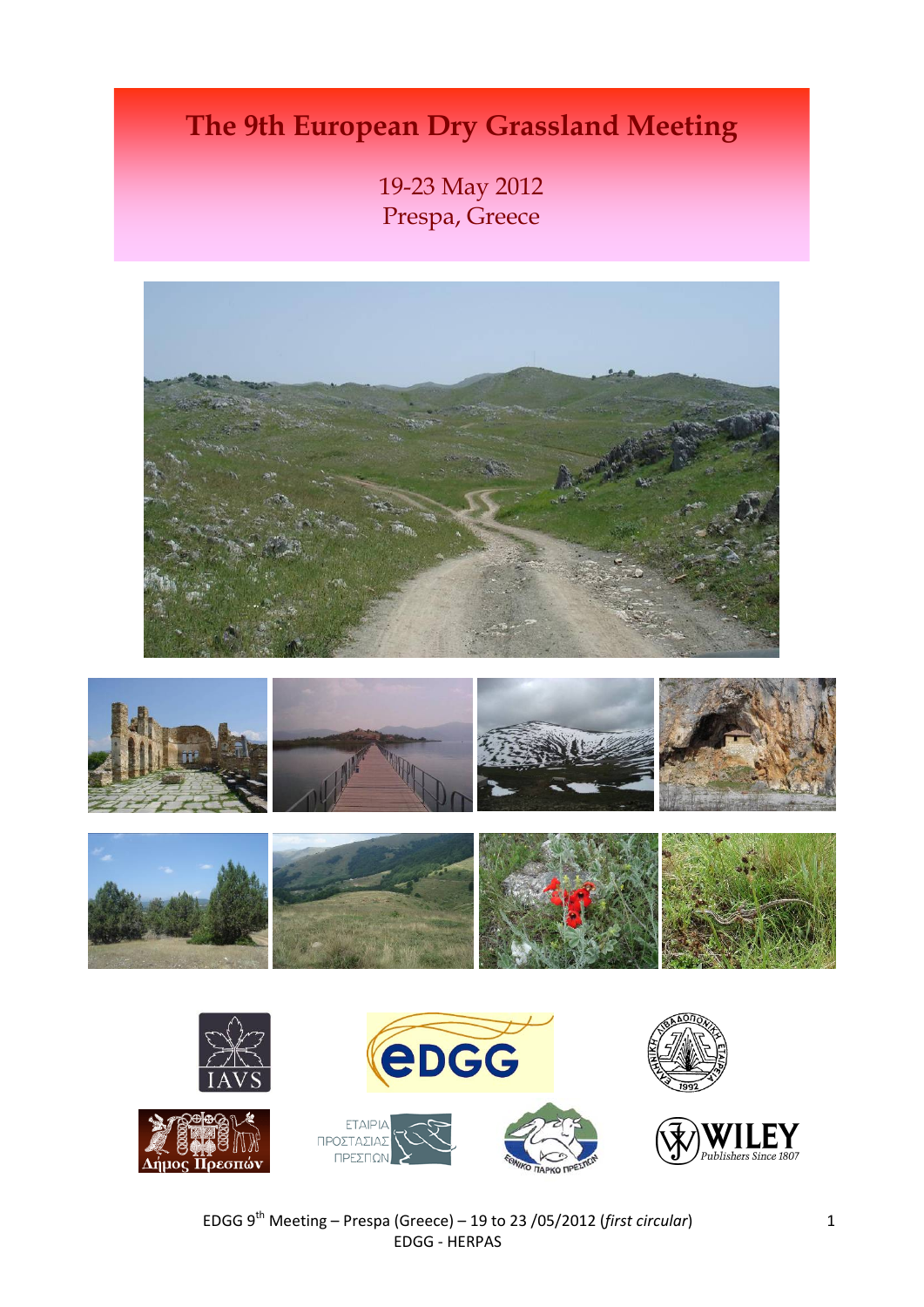# The 9th European Dry Grassland Meeting

19-23 May 2012
Prespa, Greece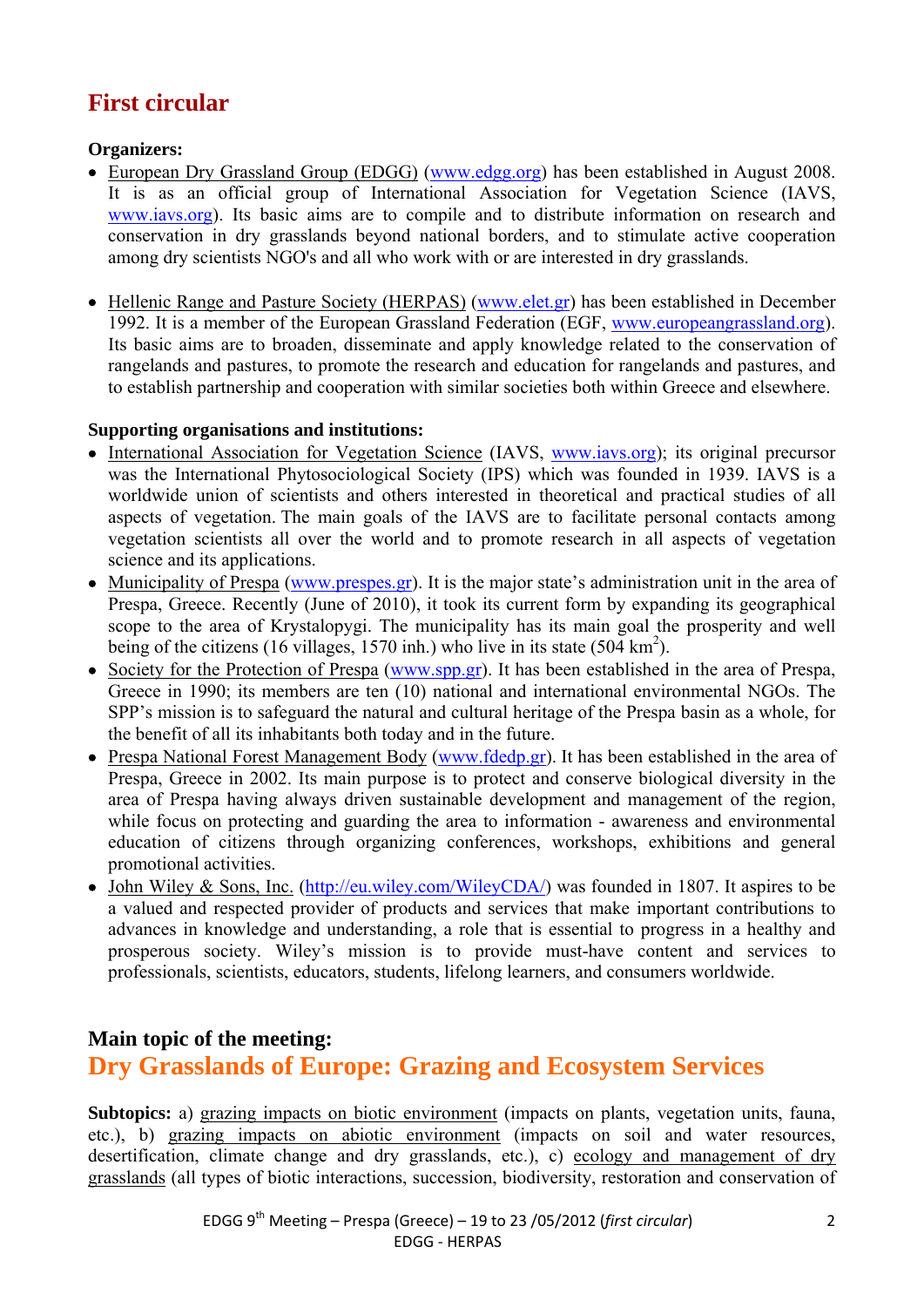# First circular

**Organizers:**

- European Dry Grassland Group (EDGG) (www.edgg.org) has been established in August 2008. It is as an official group of International Association for Vegetation Science (IAVS, www.iavs.org). Its basic aims are to compile and to distribute information on research and conservation in dry grasslands beyond national borders, and to stimulate active cooperation among dry scientists NGO's and all who work with or are interested in dry grasslands.

- Hellenic Range and Pasture Society (HERPAS) (www.elet.gr) has been established in December 1992. It is a member of the European Grassland Federation (EGF, www.europeangrassland.org). Its basic aims are to broaden, disseminate and apply knowledge related to the conservation of rangelands and pastures, to promote the research and education for rangelands and pastures, and to establish partnership and cooperation with similar societies both within Greece and elsewhere.

**Supporting organisations and institutions:**

- International Association for Vegetation Science (IAVS, www.iavs.org); its original precursor was the International Phytosociological Society (IPS) which was founded in 1939. IAVS is a worldwide union of scientists and others interested in theoretical and practical studies of all aspects of vegetation. The main goals of the IAVS are to facilitate personal contacts among vegetation scientists all over the world and to promote research in all aspects of vegetation science and its applications.
- Municipality of Prespa (www.prespes.gr). It is the major state's administration unit in the area of Prespa, Greece. Recently (June of 2010), it took its current form by expanding its geographical scope to the area of Krystalopygi. The municipality has its main goal the prosperity and well being of the citizens (16 villages, 1570 inh.) who live in its state (504 km$^2$).
- Society for the Protection of Prespa (www.spp.gr). It has been established in the area of Prespa, Greece in 1990; its members are ten (10) national and international environmental NGOs. The SPP's mission is to safeguard the natural and cultural heritage of the Prespa basin as a whole, for the benefit of all its inhabitants both today and in the future.
- Prespa National Forest Management Body (www.fdedp.gr). It has been established in the area of Prespa, Greece in 2002. Its main purpose is to protect and conserve biological diversity in the area of Prespa having always driven sustainable development and management of the region, while focus on protecting and guarding the area to information - awareness and environmental education of citizens through organizing conferences, workshops, exhibitions and general promotional activities.
- John Wiley & Sons, Inc. (http://eu.wiley.com/WileyCDA/) was founded in 1807. It aspires to be a valued and respected provider of products and services that make important contributions to advances in knowledge and understanding, a role that is essential to progress in a healthy and prosperous society. Wiley's mission is to provide must-have content and services to professionals, scientists, educators, students, lifelong learners, and consumers worldwide.

## Main topic of the meeting:

## Dry Grasslands of Europe: Grazing and Ecosystem Services

**Subtopics:** a) grazing impacts on biotic environment (impacts on plants, vegetation units, fauna, etc.), b) grazing impacts on abiotic environment (impacts on soil and water resources, desertification, climate change and dry grasslands, etc.), c) ecology and management of dry grasslands (all types of biotic interactions, succession, biodiversity, restoration and conservation of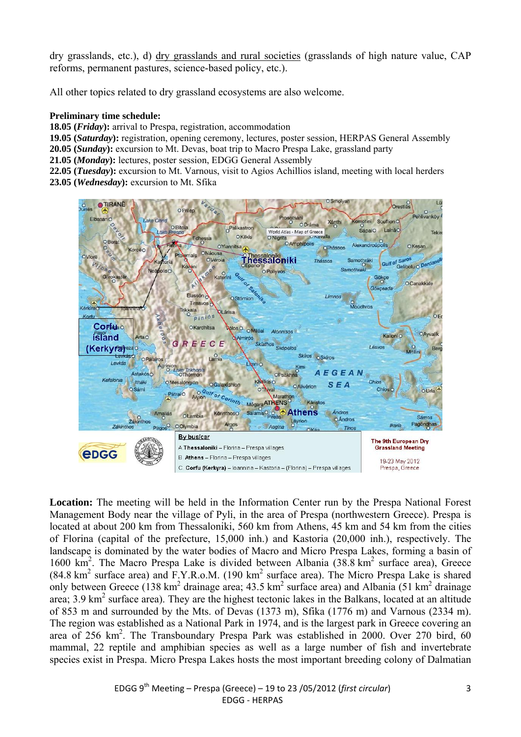dry grasslands, etc.), d) dry grasslands and rural societies (grasslands of high nature value, CAP reforms, permanent pastures, science-based policy, etc.).

All other topics related to dry grassland ecosystems are also welcome.

**Preliminary time schedule:**

**18.05 (*Friday*):** arrival to Prespa, registration, accommodation
**19.05 (*Saturday*):** registration, opening ceremony, lectures, poster session, HERPAS General Assembly
**20.05 (*Sunday*):** excursion to Mt. Devas, boat trip to Macro Prespa Lake, grassland party
**21.05 (*Monday*):** lectures, poster session, EDGG General Assembly
**22.05 (*Tuesday*):** excursion to Mt. Varnous, visit to Agios Achillios island, meeting with local herders
**23.05 (*Wednesday*):** excursion to Mt. Sfika

By bus/car

A Thessaloniki – Florina – Prespa villages
B Athens – Florina – Prespa villages
C Corfu (Kerkyra) – Ioannina – Kastoria – (Florina) – Prespa villages

The 9th European Dry Grassland Meeting
19-23 May 2012
Prespa, Greece

**Location:** The meeting will be held in the Information Center run by the Prespa National Forest Management Body near the village of Pyli, in the area of Prespa (northwestern Greece). Prespa is located at about 200 km from Thessaloniki, 560 km from Athens, 45 km and 54 km from the cities of Florina (capital of the prefecture, 15,000 inh.) and Kastoria (20,000 inh.), respectively. The landscape is dominated by the water bodies of Macro and Micro Prespa Lakes, forming a basin of 1600 km$^2$. The Macro Prespa Lake is divided between Albania (38.8 km$^2$ surface area), Greece (84.8 km$^2$ surface area) and F.Y.R.o.M. (190 km$^2$ surface area). The Micro Prespa Lake is shared only between Greece (138 km$^2$ drainage area; 43.5 km$^2$ surface area) and Albania (51 km$^2$ drainage area; 3.9 km$^2$ surface area). They are the highest tectonic lakes in the Balkans, located at an altitude of 853 m and surrounded by the Mts. of Devas (1373 m), Sfika (1776 m) and Varnous (2334 m). The region was established as a National Park in 1974, and is the largest park in Greece covering an area of 256 km$^2$. The Transboundary Prespa Park was established in 2000. Over 270 bird, 60 mammal, 22 reptile and amphibian species as well as a large number of fish and invertebrate species exist in Prespa. Micro Prespa Lakes hosts the most important breeding colony of Dalmatian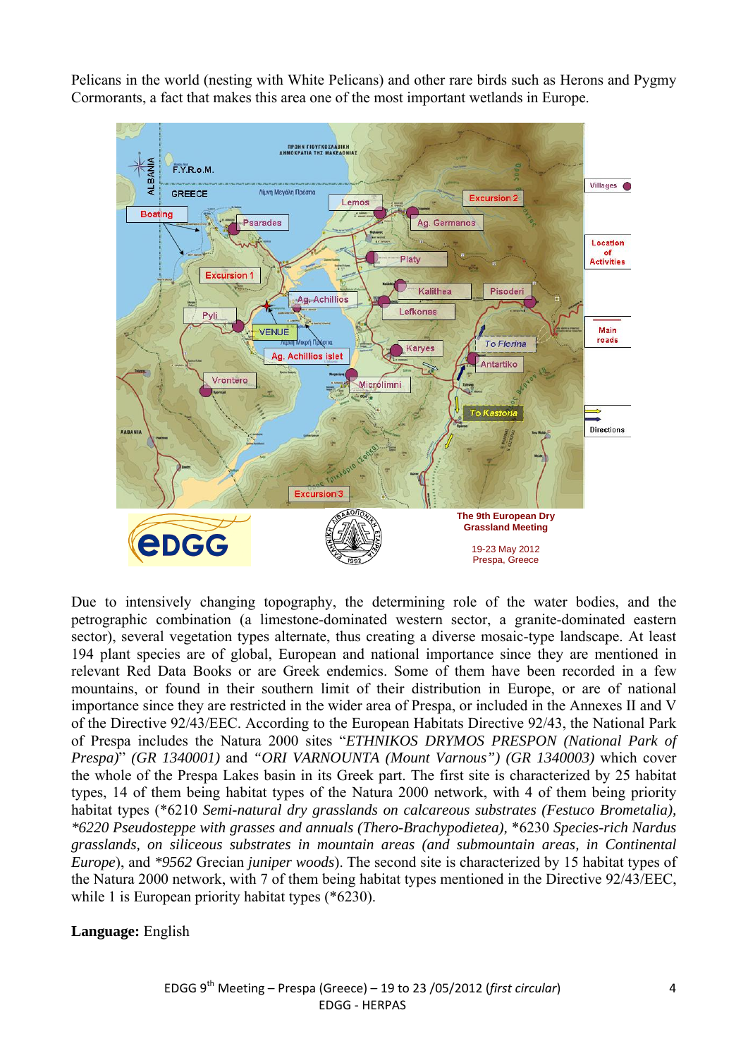Pelicans in the world (nesting with White Pelicans) and other rare birds such as Herons and Pygmy Cormorants, a fact that makes this area one of the most important wetlands in Europe.

Due to intensively changing topography, the determining role of the water bodies, and the petrographic combination (a limestone-dominated western sector, a granite-dominated eastern sector), several vegetation types alternate, thus creating a diverse mosaic-type landscape. At least 194 plant species are of global, European and national importance since they are mentioned in relevant Red Data Books or are Greek endemics. Some of them have been recorded in a few mountains, or found in their southern limit of their distribution in Europe, or are of national importance since they are restricted in the wider area of Prespa, or included in the Annexes II and V of the Directive 92/43/EEC. According to the European Habitats Directive 92/43, the National Park of Prespa includes the Natura 2000 sites "*ETHNIKOS DRYMOS PRESPON (National Park of Prespa)*" *(GR 1340001)* and *"ORI VARNOUNTA (Mount Varnous") (GR 1340003)* which cover the whole of the Prespa Lakes basin in its Greek part. The first site is characterized by 25 habitat types, 14 of them being habitat types of the Natura 2000 network, with 4 of them being priority habitat types (*6210 *Semi-natural dry grasslands on calcareous substrates (Festuco Brometalia), *6220 Pseudosteppe with grasses and annuals (Thero-Brachypodietea)*, *6230 *Species-rich Nardus grasslands, on siliceous substrates in mountain areas (and submountain areas, in Continental Europe*), and **9562* Grecian *juniper woods*). The second site is characterized by 15 habitat types of the Natura 2000 network, with 7 of them being habitat types mentioned in the Directive 92/43/EEC, while 1 is European priority habitat types (*6230).

**Language:** English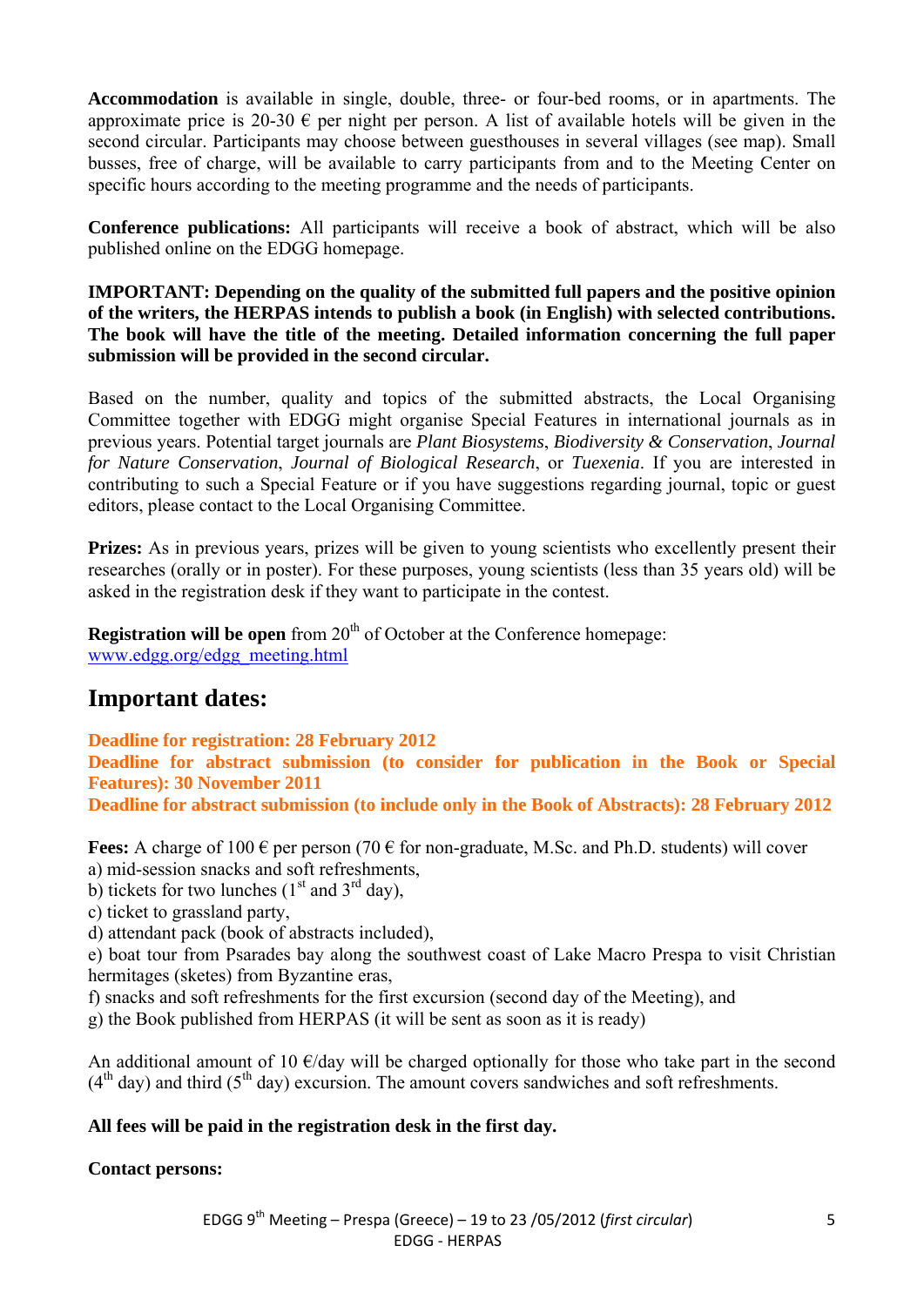**Accommodation** is available in single, double, three- or four-bed rooms, or in apartments. The approximate price is 20-30 € per night per person. A list of available hotels will be given in the second circular. Participants may choose between guesthouses in several villages (see map). Small busses, free of charge, will be available to carry participants from and to the Meeting Center on specific hours according to the meeting programme and the needs of participants.

**Conference publications:** All participants will receive a book of abstract, which will be also published online on the EDGG homepage.

**IMPORTANT: Depending on the quality of the submitted full papers and the positive opinion of the writers, the HERPAS intends to publish a book (in English) with selected contributions. The book will have the title of the meeting. Detailed information concerning the full paper submission will be provided in the second circular.**

Based on the number, quality and topics of the submitted abstracts, the Local Organising Committee together with EDGG might organise Special Features in international journals as in previous years. Potential target journals are *Plant Biosystems*, *Biodiversity & Conservation*, *Journal for Nature Conservation*, *Journal of Biological Research*, or *Tuexenia*. If you are interested in contributing to such a Special Feature or if you have suggestions regarding journal, topic or guest editors, please contact to the Local Organising Committee.

**Prizes:** As in previous years, prizes will be given to young scientists who excellently present their researches (orally or in poster). For these purposes, young scientists (less than 35 years old) will be asked in the registration desk if they want to participate in the contest.

**Registration will be open** from 20th of October at the Conference homepage: www.edgg.org/edgg_meeting.html

## Important dates:

**Deadline for registration: 28 February 2012**
**Deadline for abstract submission (to consider for publication in the Book or Special Features): 30 November 2011**
**Deadline for abstract submission (to include only in the Book of Abstracts): 28 February 2012**

**Fees:** A charge of 100 € per person (70 € for non-graduate, M.Sc. and Ph.D. students) will cover
a) mid-session snacks and soft refreshments,
b) tickets for two lunches (1st and 3rd day),
c) ticket to grassland party,
d) attendant pack (book of abstracts included),
e) boat tour from Psarades bay along the southwest coast of Lake Macro Prespa to visit Christian hermitages (sketes) from Byzantine eras,
f) snacks and soft refreshments for the first excursion (second day of the Meeting), and
g) the Book published from HERPAS (it will be sent as soon as it is ready)

An additional amount of 10 €/day will be charged optionally for those who take part in the second (4th day) and third (5th day) excursion. The amount covers sandwiches and soft refreshments.

**All fees will be paid in the registration desk in the first day.**

**Contact persons:**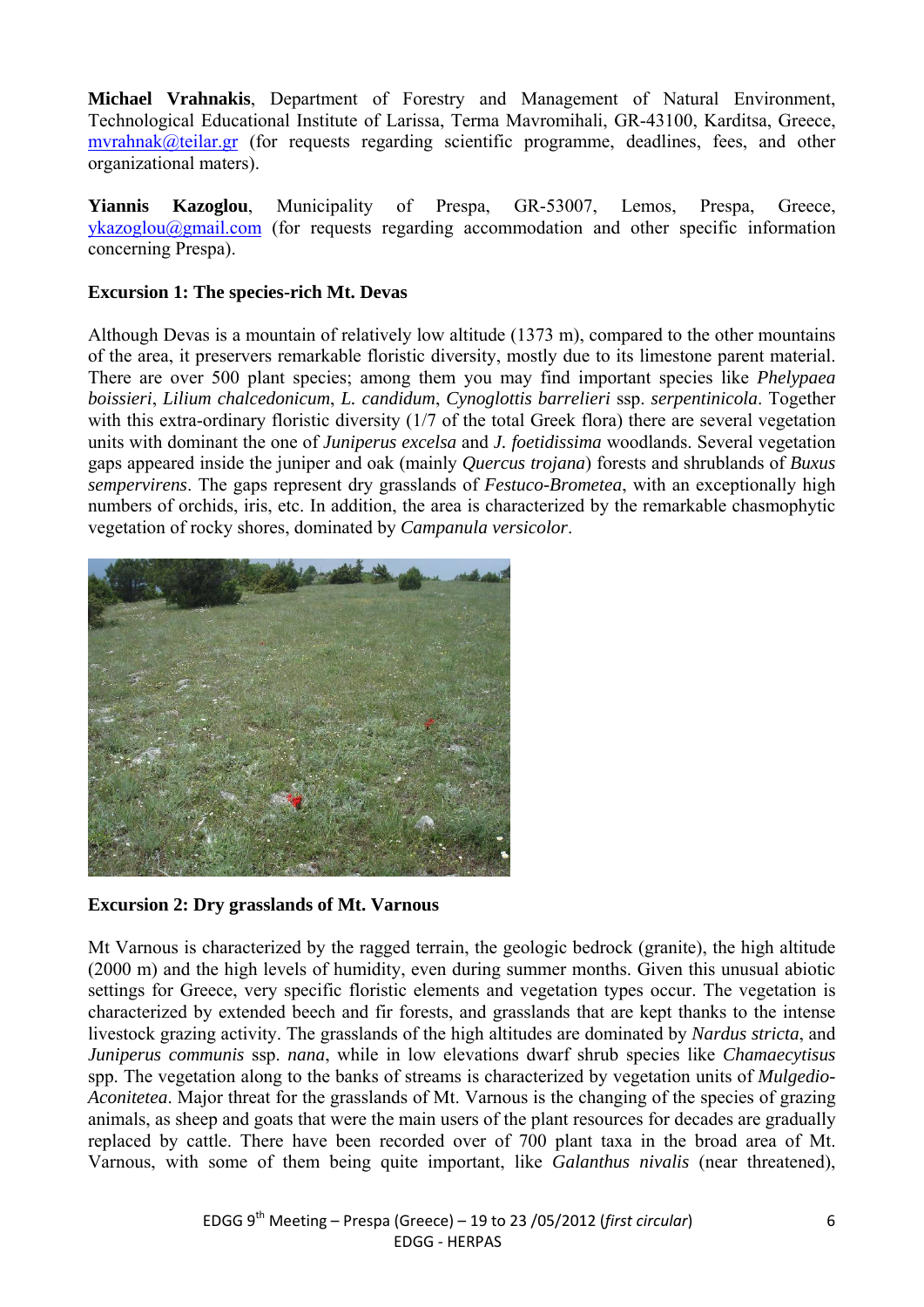**Michael Vrahnakis**, Department of Forestry and Management of Natural Environment, Technological Educational Institute of Larissa, Terma Mavromihali, GR-43100, Karditsa, Greece, mvrahnak@teilar.gr (for requests regarding scientific programme, deadlines, fees, and other organizational maters).

**Yiannis Kazoglou**, Municipality of Prespa, GR-53007, Lemos, Prespa, Greece, ykazoglou@gmail.com (for requests regarding accommodation and other specific information concerning Prespa).

**Excursion 1: The species-rich Mt. Devas**

Although Devas is a mountain of relatively low altitude (1373 m), compared to the other mountains of the area, it preservers remarkable floristic diversity, mostly due to its limestone parent material. There are over 500 plant species; among them you may find important species like *Phelypaea boissieri*, *Lilium chalcedonicum*, *L. candidum*, *Cynoglottis barrelieri* ssp. *serpentinicola*. Together with this extra-ordinary floristic diversity (1/7 of the total Greek flora) there are several vegetation units with dominant the one of *Juniperus excelsa* and *J. foetidissima* woodlands. Several vegetation gaps appeared inside the juniper and oak (mainly *Quercus trojana*) forests and shrublands of *Buxus sempervirens*. The gaps represent dry grasslands of *Festuco-Brometea*, with an exceptionally high numbers of orchids, iris, etc. In addition, the area is characterized by the remarkable chasmophytic vegetation of rocky shores, dominated by *Campanula versicolor*.

**Excursion 2: Dry grasslands of Mt. Varnous**

Mt Varnous is characterized by the ragged terrain, the geologic bedrock (granite), the high altitude (2000 m) and the high levels of humidity, even during summer months. Given this unusual abiotic settings for Greece, very specific floristic elements and vegetation types occur. The vegetation is characterized by extended beech and fir forests, and grasslands that are kept thanks to the intense livestock grazing activity. The grasslands of the high altitudes are dominated by *Nardus stricta*, and *Juniperus communis* ssp. *nana*, while in low elevations dwarf shrub species like *Chamaecytisus* spp. The vegetation along to the banks of streams is characterized by vegetation units of *Mulgedio-Aconitetea*. Major threat for the grasslands of Mt. Varnous is the changing of the species of grazing animals, as sheep and goats that were the main users of the plant resources for decades are gradually replaced by cattle. There have been recorded over of 700 plant taxa in the broad area of Mt. Varnous, with some of them being quite important, like *Galanthus nivalis* (near threatened),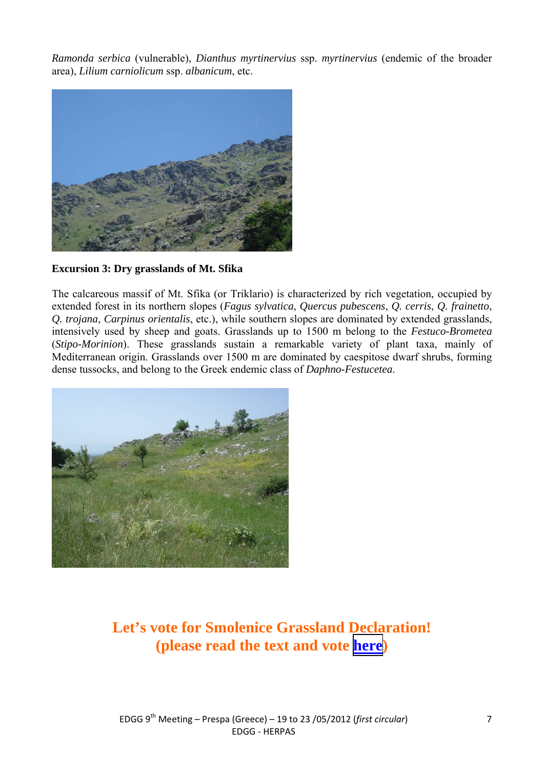*Ramonda serbica* (vulnerable), *Dianthus myrtinervius* ssp. *myrtinervius* (endemic of the broader area), *Lilium carniolicum* ssp. *albanicum*, etc.

**Excursion 3: Dry grasslands of Mt. Sfika**

The calcareous massif of Mt. Sfika (or Triklario) is characterized by rich vegetation, occupied by extended forest in its northern slopes (*Fagus sylvatica*, *Quercus pubescens*, *Q. cerris*, *Q. frainetto*, *Q. trojana*, *Carpinus orientalis*, etc.), while southern slopes are dominated by extended grasslands, intensively used by sheep and goats. Grasslands up to 1500 m belong to the *Festuco-Brometea* (*Stipo-Morinion*). These grasslands sustain a remarkable variety of plant taxa, mainly of Mediterranean origin. Grasslands over 1500 m are dominated by caespitose dwarf shrubs, forming dense tussocks, and belong to the Greek endemic class of *Daphno-Festucetea*.

**Let's vote for Smolenice Grassland Declaration!**
**(please read the text and vote here)**